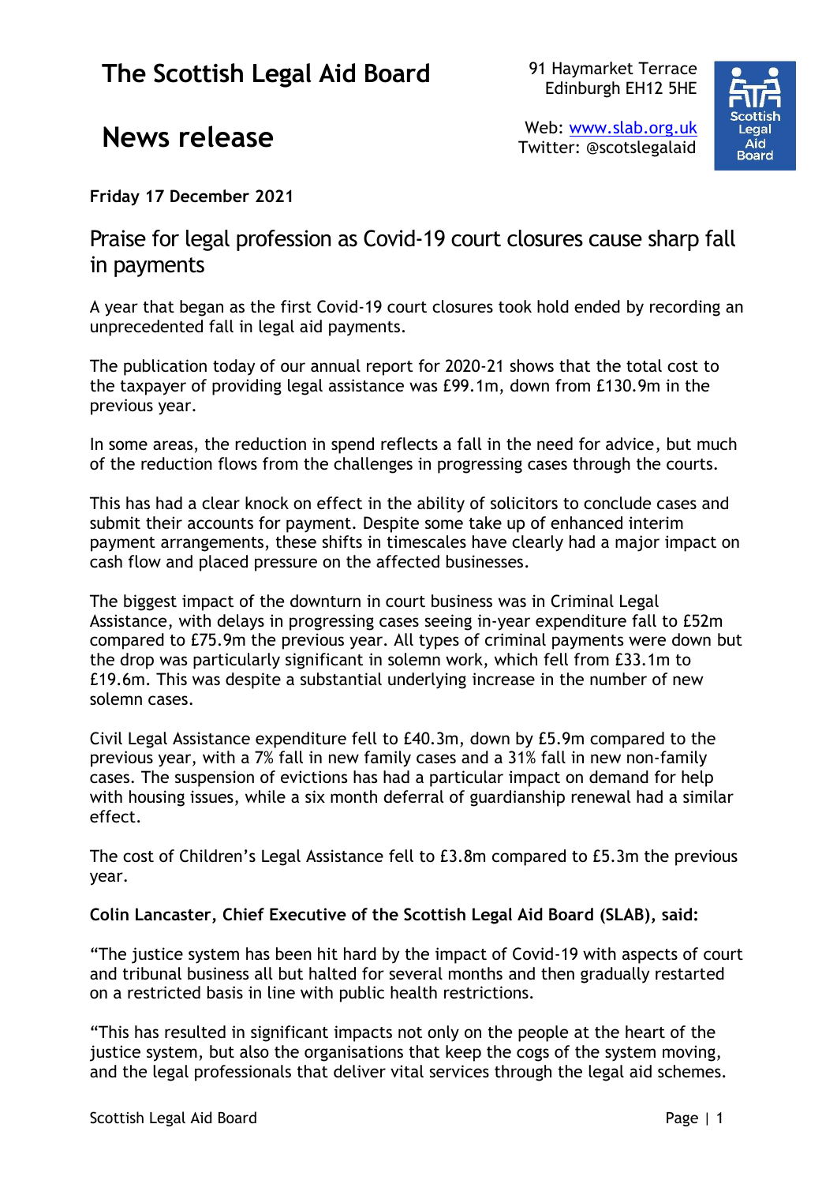# The Scottish Legal Aid Board

91 Haymarket Terrace
Edinburgh EH12 5HE

## News release

Web: [www.slab.org.uk](http://www.slab.org.uk)
Twitter: @scotslegalaid

**Friday 17 December 2021**

## Praise for legal profession as Covid-19 court closures cause sharp fall in payments

A year that began as the first Covid-19 court closures took hold ended by recording an unprecedented fall in legal aid payments.

The publication today of our annual report for 2020-21 shows that the total cost to the taxpayer of providing legal assistance was £99.1m, down from £130.9m in the previous year.

In some areas, the reduction in spend reflects a fall in the need for advice, but much of the reduction flows from the challenges in progressing cases through the courts.

This has had a clear knock on effect in the ability of solicitors to conclude cases and submit their accounts for payment. Despite some take up of enhanced interim payment arrangements, these shifts in timescales have clearly had a major impact on cash flow and placed pressure on the affected businesses.

The biggest impact of the downturn in court business was in Criminal Legal Assistance, with delays in progressing cases seeing in-year expenditure fall to £52m compared to £75.9m the previous year. All types of criminal payments were down but the drop was particularly significant in solemn work, which fell from £33.1m to £19.6m. This was despite a substantial underlying increase in the number of new solemn cases.

Civil Legal Assistance expenditure fell to £40.3m, down by £5.9m compared to the previous year, with a 7% fall in new family cases and a 31% fall in new non-family cases. The suspension of evictions has had a particular impact on demand for help with housing issues, while a six month deferral of guardianship renewal had a similar effect.

The cost of Children's Legal Assistance fell to £3.8m compared to £5.3m the previous year.

**Colin Lancaster, Chief Executive of the Scottish Legal Aid Board (SLAB), said:**

"The justice system has been hit hard by the impact of Covid-19 with aspects of court and tribunal business all but halted for several months and then gradually restarted on a restricted basis in line with public health restrictions.

"This has resulted in significant impacts not only on the people at the heart of the justice system, but also the organisations that keep the cogs of the system moving, and the legal professionals that deliver vital services through the legal aid schemes.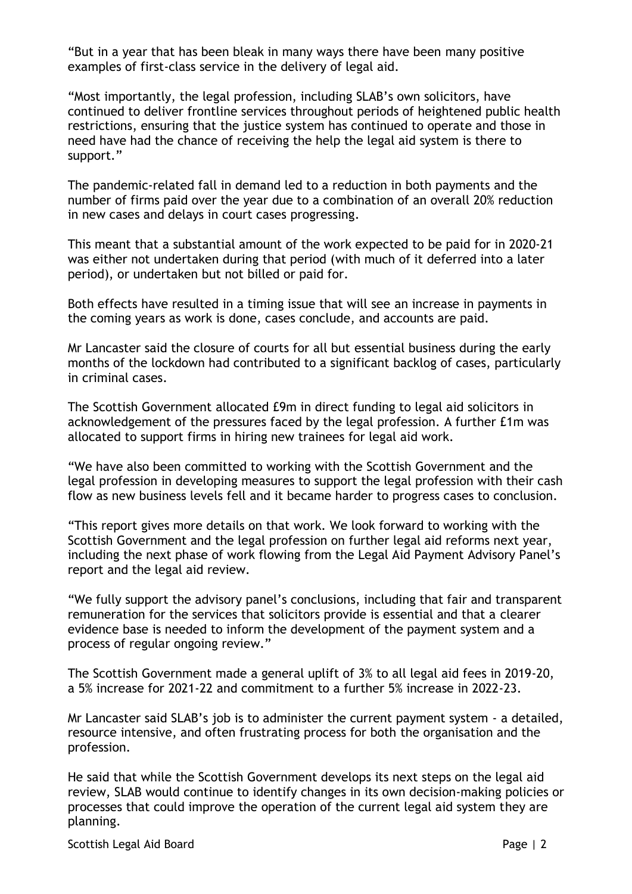"But in a year that has been bleak in many ways there have been many positive examples of first-class service in the delivery of legal aid.

"Most importantly, the legal profession, including SLAB's own solicitors, have continued to deliver frontline services throughout periods of heightened public health restrictions, ensuring that the justice system has continued to operate and those in need have had the chance of receiving the help the legal aid system is there to support."

The pandemic-related fall in demand led to a reduction in both payments and the number of firms paid over the year due to a combination of an overall 20% reduction in new cases and delays in court cases progressing.

This meant that a substantial amount of the work expected to be paid for in 2020-21 was either not undertaken during that period (with much of it deferred into a later period), or undertaken but not billed or paid for.

Both effects have resulted in a timing issue that will see an increase in payments in the coming years as work is done, cases conclude, and accounts are paid.

Mr Lancaster said the closure of courts for all but essential business during the early months of the lockdown had contributed to a significant backlog of cases, particularly in criminal cases.

The Scottish Government allocated £9m in direct funding to legal aid solicitors in acknowledgement of the pressures faced by the legal profession. A further £1m was allocated to support firms in hiring new trainees for legal aid work.

"We have also been committed to working with the Scottish Government and the legal profession in developing measures to support the legal profession with their cash flow as new business levels fell and it became harder to progress cases to conclusion.

"This report gives more details on that work. We look forward to working with the Scottish Government and the legal profession on further legal aid reforms next year, including the next phase of work flowing from the Legal Aid Payment Advisory Panel's report and the legal aid review.

"We fully support the advisory panel's conclusions, including that fair and transparent remuneration for the services that solicitors provide is essential and that a clearer evidence base is needed to inform the development of the payment system and a process of regular ongoing review."

The Scottish Government made a general uplift of 3% to all legal aid fees in 2019-20, a 5% increase for 2021-22 and commitment to a further 5% increase in 2022-23.

Mr Lancaster said SLAB's job is to administer the current payment system - a detailed, resource intensive, and often frustrating process for both the organisation and the profession.

He said that while the Scottish Government develops its next steps on the legal aid review, SLAB would continue to identify changes in its own decision-making policies or processes that could improve the operation of the current legal aid system they are planning.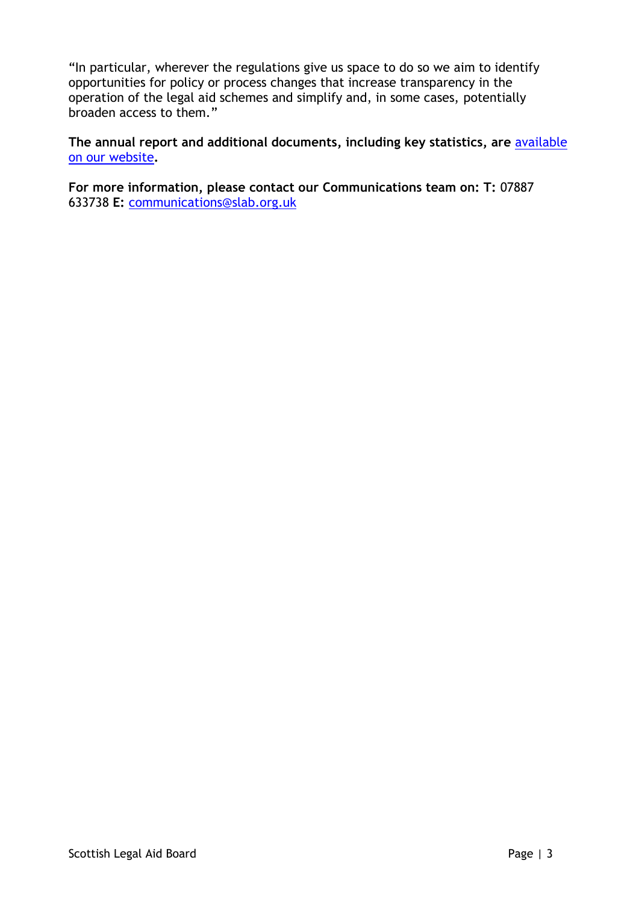"In particular, wherever the regulations give us space to do so we aim to identify opportunities for policy or process changes that increase transparency in the operation of the legal aid schemes and simplify and, in some cases, potentially broaden access to them."

**The annual report and additional documents, including key statistics, are** available on our website**.**

**For more information, please contact our Communications team on: T:** 07887 633738 **E:** communications@slab.org.uk